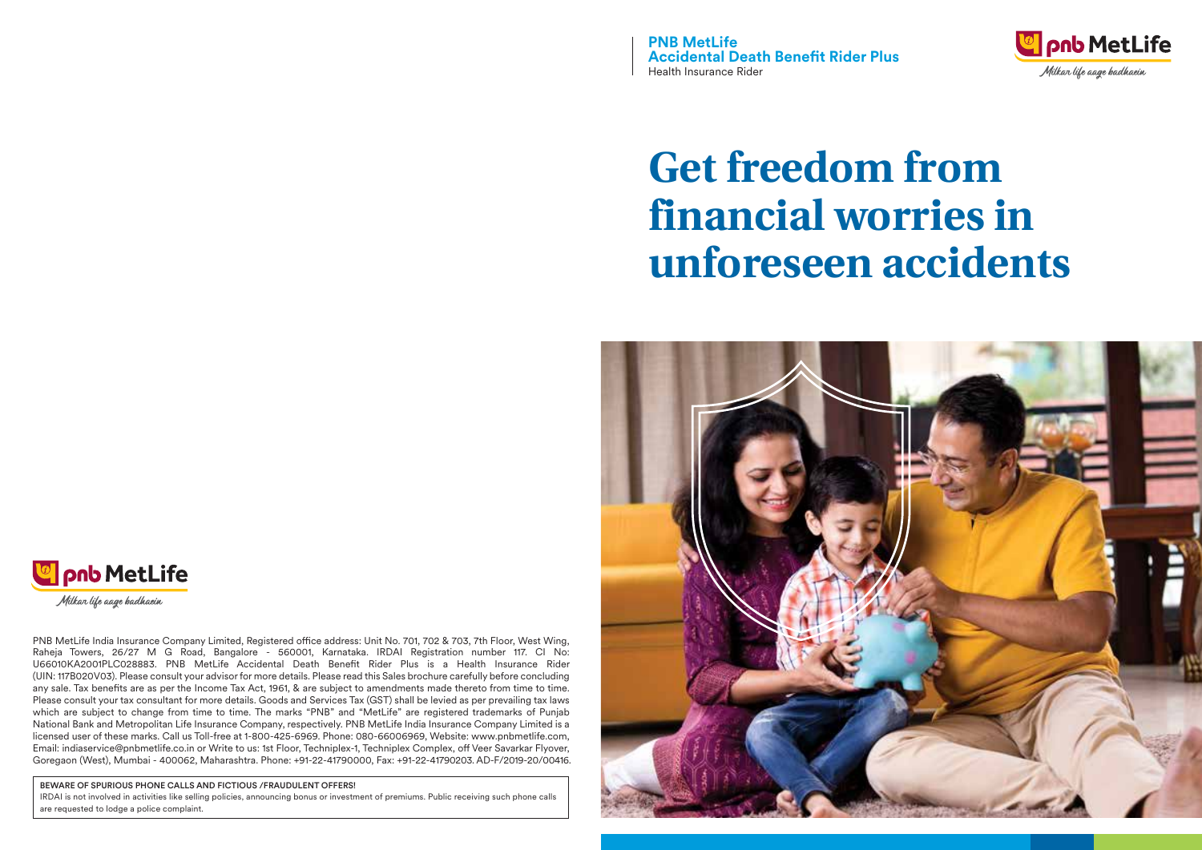**PNB MetLife**
**Accidental Death Benefit Rider Plus**
Health Insurance Rider

pnb MetLife
*Milkar life aage badhaein*

# Get freedom from financial worries in unforeseen accidents

pnb MetLife
*Milkar life aage badhaein*

PNB MetLife India Insurance Company Limited, Registered office address: Unit No. 701, 702 & 703, 7th Floor, West Wing, Raheja Towers, 26/27 M G Road, Bangalore - 560001, Karnataka. IRDAI Registration number 117. CI No: U66010KA2001PLC028883. PNB MetLife Accidental Death Benefit Rider Plus is a Health Insurance Rider (UIN: 117B020V03). Please consult your advisor for more details. Please read this Sales brochure carefully before concluding any sale. Tax benefits are as per the Income Tax Act, 1961, & are subject to amendments made thereto from time to time. Please consult your tax consultant for more details. Goods and Services Tax (GST) shall be levied as per prevailing tax laws which are subject to change from time to time. The marks "PNB" and "MetLife" are registered trademarks of Punjab National Bank and Metropolitan Life Insurance Company, respectively. PNB MetLife India Insurance Company Limited is a licensed user of these marks. Call us Toll-free at 1-800-425-6969. Phone: 080-66006969, Website: www.pnbmetlife.com, Email: indiaservice@pnbmetlife.co.in or Write to us: 1st Floor, Techniplex-1, Techniplex Complex, off Veer Savarkar Flyover, Goregaon (West), Mumbai - 400062, Maharashtra. Phone: +91-22-41790000, Fax: +91-22-41790203. AD-F/2019-20/00416.

**BEWARE OF SPURIOUS PHONE CALLS AND FICTIOUS /FRAUDULENT OFFERS!**
IRDAI is not involved in activities like selling policies, announcing bonus or investment of premiums. Public receiving such phone calls are requested to lodge a police complaint.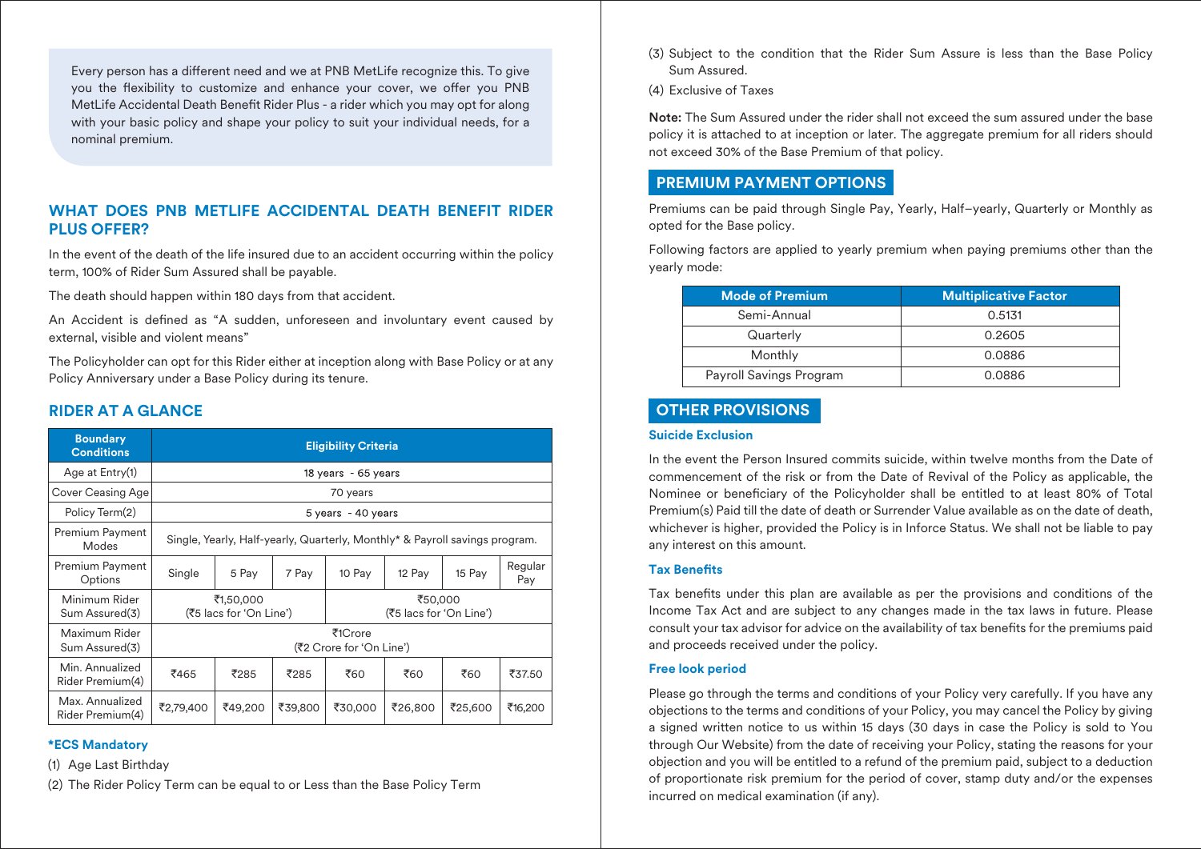Every person has a different need and we at PNB MetLife recognize this. To give you the flexibility to customize and enhance your cover, we offer you PNB MetLife Accidental Death Benefit Rider Plus - a rider which you may opt for along with your basic policy and shape your policy to suit your individual needs, for a nominal premium.

## WHAT DOES PNB METLIFE ACCIDENTAL DEATH BENEFIT RIDER PLUS OFFER?

In the event of the death of the life insured due to an accident occurring within the policy term, 100% of Rider Sum Assured shall be payable.

The death should happen within 180 days from that accident.

An Accident is defined as "A sudden, unforeseen and involuntary event caused by external, visible and violent means"

The Policyholder can opt for this Rider either at inception along with Base Policy or at any Policy Anniversary under a Base Policy during its tenure.

## RIDER AT A GLANCE

| Boundary Conditions | Eligibility Criteria | | | | | | |
|---|---|---|---|---|---|---|---|
| Age at Entry(1) | 18 years - 65 years | | | | | | |
| Cover Ceasing Age | 70 years | | | | | | |
| Policy Term(2) | 5 years - 40 years | | | | | | |
| Premium Payment Modes | Single, Yearly, Half-yearly, Quarterly, Monthly* & Payroll savings program. | | | | | | |
| Premium Payment Options | Single | 5 Pay | 7 Pay | 10 Pay | 12 Pay | 15 Pay | Regular Pay |
| Minimum Rider Sum Assured(3) | ₹1,50,000 (₹5 lacs for 'On Line') | | | ₹50,000 (₹5 lacs for 'On Line') | | | |
| Maximum Rider Sum Assured(3) | ₹1Crore (₹2 Crore for 'On Line') | | | | | | |
| Min. Annualized Rider Premium(4) | ₹465 | ₹285 | ₹285 | ₹60 | ₹60 | ₹60 | ₹37.50 |
| Max. Annualized Rider Premium(4) | ₹2,79,400 | ₹49,200 | ₹39,800 | ₹30,000 | ₹26,800 | ₹25,600 | ₹16,200 |

**\*ECS Mandatory**

(1) Age Last Birthday

(2) The Rider Policy Term can be equal to or Less than the Base Policy Term

(3) Subject to the condition that the Rider Sum Assure is less than the Base Policy Sum Assured.

(4) Exclusive of Taxes

**Note:** The Sum Assured under the rider shall not exceed the sum assured under the base policy it is attached to at inception or later. The aggregate premium for all riders should not exceed 30% of the Base Premium of that policy.

## PREMIUM PAYMENT OPTIONS

Premiums can be paid through Single Pay, Yearly, Half–yearly, Quarterly or Monthly as opted for the Base policy.

Following factors are applied to yearly premium when paying premiums other than the yearly mode:

| Mode of Premium | Multiplicative Factor |
|---|---|
| Semi-Annual | 0.5131 |
| Quarterly | 0.2605 |
| Monthly | 0.0886 |
| Payroll Savings Program | 0.0886 |

## OTHER PROVISIONS

### Suicide Exclusion

In the event the Person Insured commits suicide, within twelve months from the Date of commencement of the risk or from the Date of Revival of the Policy as applicable, the Nominee or beneficiary of the Policyholder shall be entitled to at least 80% of Total Premium(s) Paid till the date of death or Surrender Value available as on the date of death, whichever is higher, provided the Policy is in Inforce Status. We shall not be liable to pay any interest on this amount.

### Tax Benefits

Tax benefits under this plan are available as per the provisions and conditions of the Income Tax Act and are subject to any changes made in the tax laws in future. Please consult your tax advisor for advice on the availability of tax benefits for the premiums paid and proceeds received under the policy.

### Free look period

Please go through the terms and conditions of your Policy very carefully. If you have any objections to the terms and conditions of your Policy, you may cancel the Policy by giving a signed written notice to us within 15 days (30 days in case the Policy is sold to You through Our Website) from the date of receiving your Policy, stating the reasons for your objection and you will be entitled to a refund of the premium paid, subject to a deduction of proportionate risk premium for the period of cover, stamp duty and/or the expenses incurred on medical examination (if any).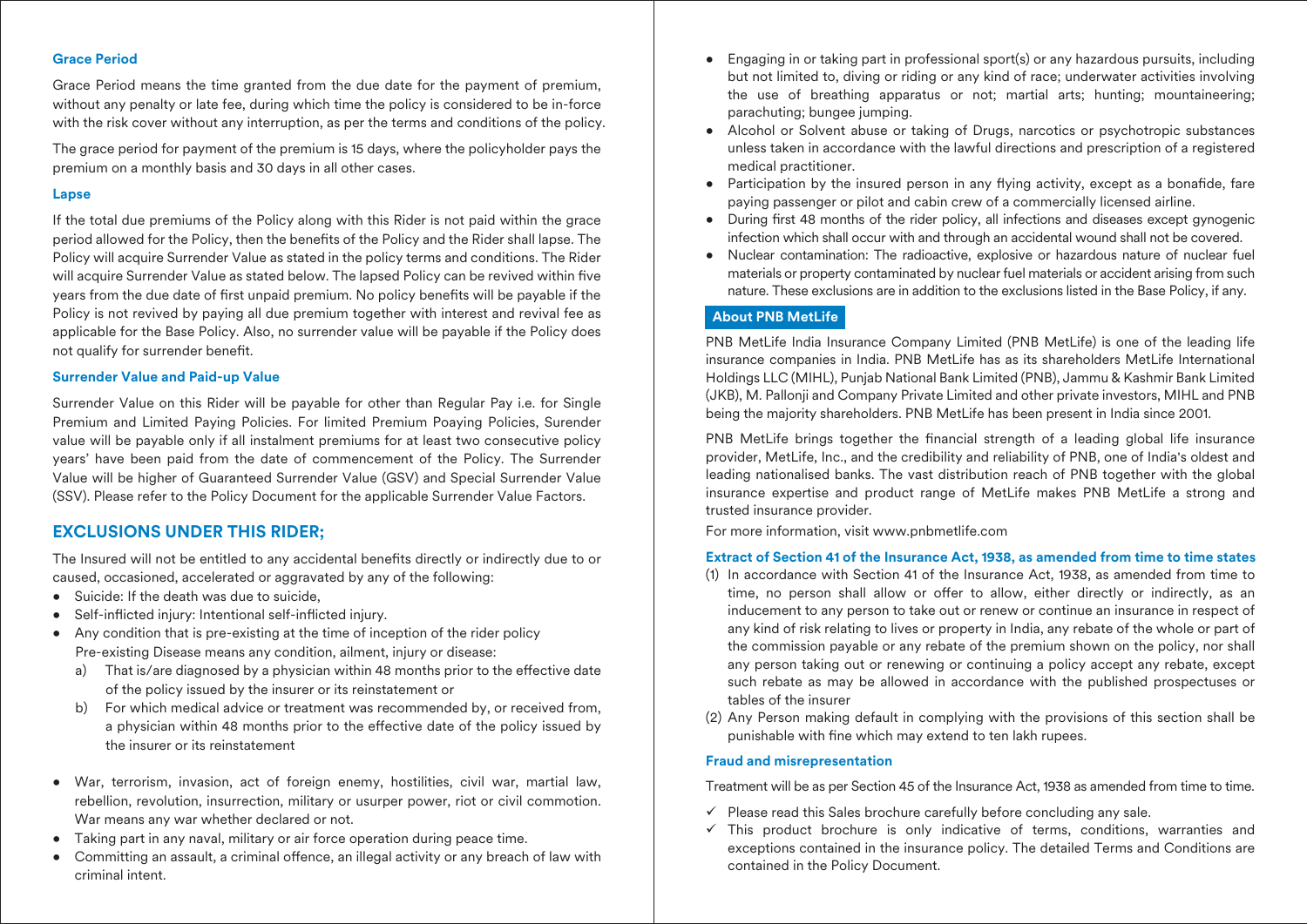### Grace Period

Grace Period means the time granted from the due date for the payment of premium, without any penalty or late fee, during which the time the policy is considered to be in-force with the risk cover without any interruption, as per the terms and conditions of the policy.

The grace period for payment of the premium is 15 days, where the policyholder pays the premium on a monthly basis and 30 days in all other cases.

### Lapse

If the total due premiums of the Policy along with this Rider is not paid within the grace period allowed for the Policy, then the benefits of the Policy and the Rider shall lapse. The Policy will acquire Surrender Value as stated in the policy terms and conditions. The Rider will acquire Surrender Value as stated below. The lapsed Policy can be revived within five years from the due date of first unpaid premium. No policy benefits will be payable if the Policy is not revived by paying all due premium together with interest and revival fee as applicable for the Base Policy. Also, no surrender value will be payable if the Policy does not qualify for surrender benefit.

### Surrender Value and Paid-up Value

Surrender Value on this Rider will be payable for other than Regular Pay i.e. for Single Premium and Limited Paying Policies. For limited Premium Poaying Policies, Surender value will be payable only if all instalment premiums for at least two consecutive policy years' have been paid from the date of commencement of the Policy. The Surrender Value will be higher of Guaranteed Surrender Value (GSV) and Special Surrender Value (SSV). Please refer to the Policy Document for the applicable Surrender Value Factors.

## EXCLUSIONS UNDER THIS RIDER;

The Insured will not be entitled to any accidental benefits directly or indirectly due to or caused, occasioned, accelerated or aggravated by any of the following:

- Suicide: If the death was due to suicide,
- Self-inflicted injury: Intentional self-inflicted injury.
- Any condition that is pre-existing at the time of inception of the rider policy
  Pre-existing Disease means any condition, ailment, injury or disease:
  a) That is/are diagnosed by a physician within 48 months prior to the effective date of the policy issued by the insurer or its reinstatement or
  b) For which medical advice or treatment was recommended by, or received from, a physician within 48 months prior to the effective date of the policy issued by the insurer or its reinstatement
- War, terrorism, invasion, act of foreign enemy, hostilities, civil war, martial law, rebellion, revolution, insurrection, military or usurper power, riot or civil commotion. War means any war whether declared or not.
- Taking part in any naval, military or air force operation during peace time.
- Committing an assault, a criminal offence, an illegal activity or any breach of law with criminal intent.
- Engaging in or taking part in professional sport(s) or any hazardous pursuits, including but not limited to, diving or riding or any kind of race; underwater activities involving the use of breathing apparatus or not; martial arts; hunting; mountaineering; parachuting; bungee jumping.
- Alcohol or Solvent abuse or taking of Drugs, narcotics or psychotropic substances unless taken in accordance with the lawful directions and prescription of a registered medical practitioner.
- Participation by the insured person in any flying activity, except as a bonafide, fare paying passenger or pilot and cabin crew of a commercially licensed airline.
- During first 48 months of the rider policy, all infections and diseases except gynogenic infection which shall occur with and through an accidental wound shall not be covered.
- Nuclear contamination: The radioactive, explosive or hazardous nature of nuclear fuel materials or property contaminated by nuclear fuel materials or accident arising from such nature. These exclusions are in addition to the exclusions listed in the Base Policy, if any.

### About PNB MetLife

PNB MetLife India Insurance Company Limited (PNB MetLife) is one of the leading life insurance companies in India. PNB MetLife has as its shareholders MetLife International Holdings LLC (MIHL), Punjab National Bank Limited (PNB), Jammu & Kashmir Bank Limited (JKB), M. Pallonji and Company Private Limited and other private investors, MIHL and PNB being the majority shareholders. PNB MetLife has been present in India since 2001.

PNB MetLife brings together the financial strength of a leading global life insurance provider, MetLife, Inc., and the credibility and reliability of PNB, one of India's oldest and leading nationalised banks. The vast distribution reach of PNB together with the global insurance expertise and product range of MetLife makes PNB MetLife a strong and trusted insurance provider.

For more information, visit www.pnbmetlife.com

### Extract of Section 41 of the Insurance Act, 1938, as amended from time to time states

(1) In accordance with Section 41 of the Insurance Act, 1938, as amended from time to time, no person shall allow or offer to allow, either directly or indirectly, as an inducement to any person to take out or renew or continue an insurance in respect of any kind of risk relating to lives or property in India, any rebate of the whole or part of the commission payable or any rebate of the premium shown on the policy, nor shall any person taking out or renewing or continuing a policy accept any rebate, except such rebate as may be allowed in accordance with the published prospectuses or tables of the insurer

(2) Any Person making default in complying with the provisions of this section shall be punishable with fine which may extend to ten lakh rupees.

### Fraud and misrepresentation

Treatment will be as per Section 45 of the Insurance Act, 1938 as amended from time to time.

- ✓ Please read this Sales brochure carefully before concluding any sale.
- ✓ This product brochure is only indicative of terms, conditions, warranties and exceptions contained in the insurance policy. The detailed Terms and Conditions are contained in the Policy Document.